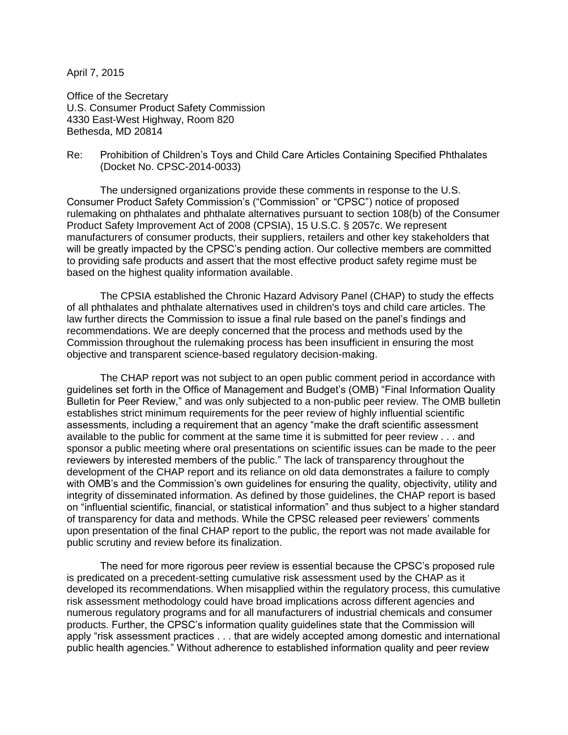April 7, 2015

Office of the Secretary
U.S. Consumer Product Safety Commission
4330 East-West Highway, Room 820
Bethesda, MD 20814

Re: Prohibition of Children's Toys and Child Care Articles Containing Specified Phthalates (Docket No. CPSC-2014-0033)

The undersigned organizations provide these comments in response to the U.S. Consumer Product Safety Commission's ("Commission" or "CPSC") notice of proposed rulemaking on phthalates and phthalate alternatives pursuant to section 108(b) of the Consumer Product Safety Improvement Act of 2008 (CPSIA), 15 U.S.C. § 2057c. We represent manufacturers of consumer products, their suppliers, retailers and other key stakeholders that will be greatly impacted by the CPSC's pending action. Our collective members are committed to providing safe products and assert that the most effective product safety regime must be based on the highest quality information available.

The CPSIA established the Chronic Hazard Advisory Panel (CHAP) to study the effects of all phthalates and phthalate alternatives used in children's toys and child care articles. The law further directs the Commission to issue a final rule based on the panel's findings and recommendations. We are deeply concerned that the process and methods used by the Commission throughout the rulemaking process has been insufficient in ensuring the most objective and transparent science-based regulatory decision-making.

The CHAP report was not subject to an open public comment period in accordance with guidelines set forth in the Office of Management and Budget's (OMB) "Final Information Quality Bulletin for Peer Review," and was only subjected to a non-public peer review. The OMB bulletin establishes strict minimum requirements for the peer review of highly influential scientific assessments, including a requirement that an agency "make the draft scientific assessment available to the public for comment at the same time it is submitted for peer review . . . and sponsor a public meeting where oral presentations on scientific issues can be made to the peer reviewers by interested members of the public." The lack of transparency throughout the development of the CHAP report and its reliance on old data demonstrates a failure to comply with OMB's and the Commission's own guidelines for ensuring the quality, objectivity, utility and integrity of disseminated information. As defined by those guidelines, the CHAP report is based on "influential scientific, financial, or statistical information" and thus subject to a higher standard of transparency for data and methods. While the CPSC released peer reviewers' comments upon presentation of the final CHAP report to the public, the report was not made available for public scrutiny and review before its finalization.

The need for more rigorous peer review is essential because the CPSC's proposed rule is predicated on a precedent-setting cumulative risk assessment used by the CHAP as it developed its recommendations. When misapplied within the regulatory process, this cumulative risk assessment methodology could have broad implications across different agencies and numerous regulatory programs and for all manufacturers of industrial chemicals and consumer products. Further, the CPSC's information quality guidelines state that the Commission will apply "risk assessment practices . . . that are widely accepted among domestic and international public health agencies." Without adherence to established information quality and peer review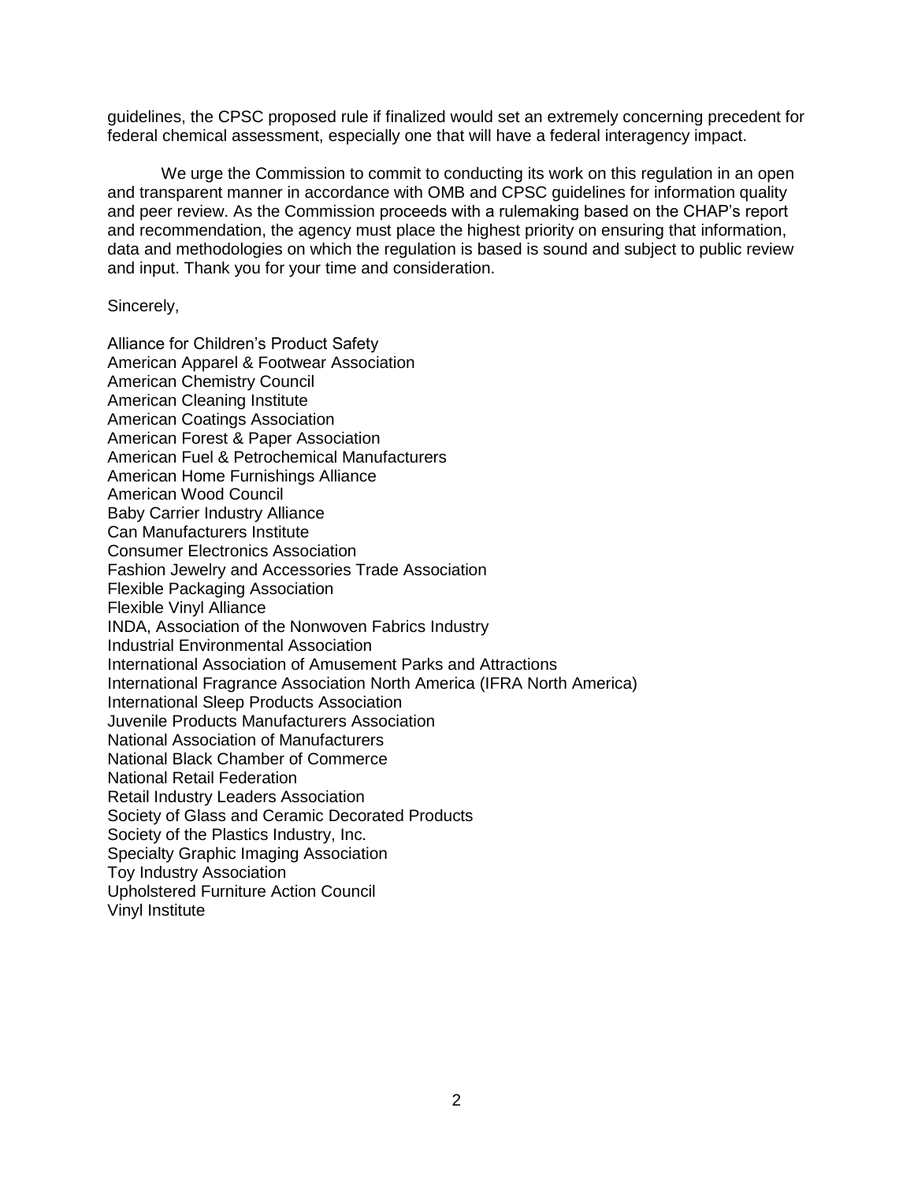guidelines, the CPSC proposed rule if finalized would set an extremely concerning precedent for federal chemical assessment, especially one that will have a federal interagency impact.

We urge the Commission to commit to conducting its work on this regulation in an open and transparent manner in accordance with OMB and CPSC guidelines for information quality and peer review. As the Commission proceeds with a rulemaking based on the CHAP's report and recommendation, the agency must place the highest priority on ensuring that information, data and methodologies on which the regulation is based is sound and subject to public review and input. Thank you for your time and consideration.

Sincerely,

Alliance for Children's Product Safety
American Apparel & Footwear Association
American Chemistry Council
American Cleaning Institute
American Coatings Association
American Forest & Paper Association
American Fuel & Petrochemical Manufacturers
American Home Furnishings Alliance
American Wood Council
Baby Carrier Industry Alliance
Can Manufacturers Institute
Consumer Electronics Association
Fashion Jewelry and Accessories Trade Association
Flexible Packaging Association
Flexible Vinyl Alliance
INDA, Association of the Nonwoven Fabrics Industry
Industrial Environmental Association
International Association of Amusement Parks and Attractions
International Fragrance Association North America (IFRA North America)
International Sleep Products Association
Juvenile Products Manufacturers Association
National Association of Manufacturers
National Black Chamber of Commerce
National Retail Federation
Retail Industry Leaders Association
Society of Glass and Ceramic Decorated Products
Society of the Plastics Industry, Inc.
Specialty Graphic Imaging Association
Toy Industry Association
Upholstered Furniture Action Council
Vinyl Institute